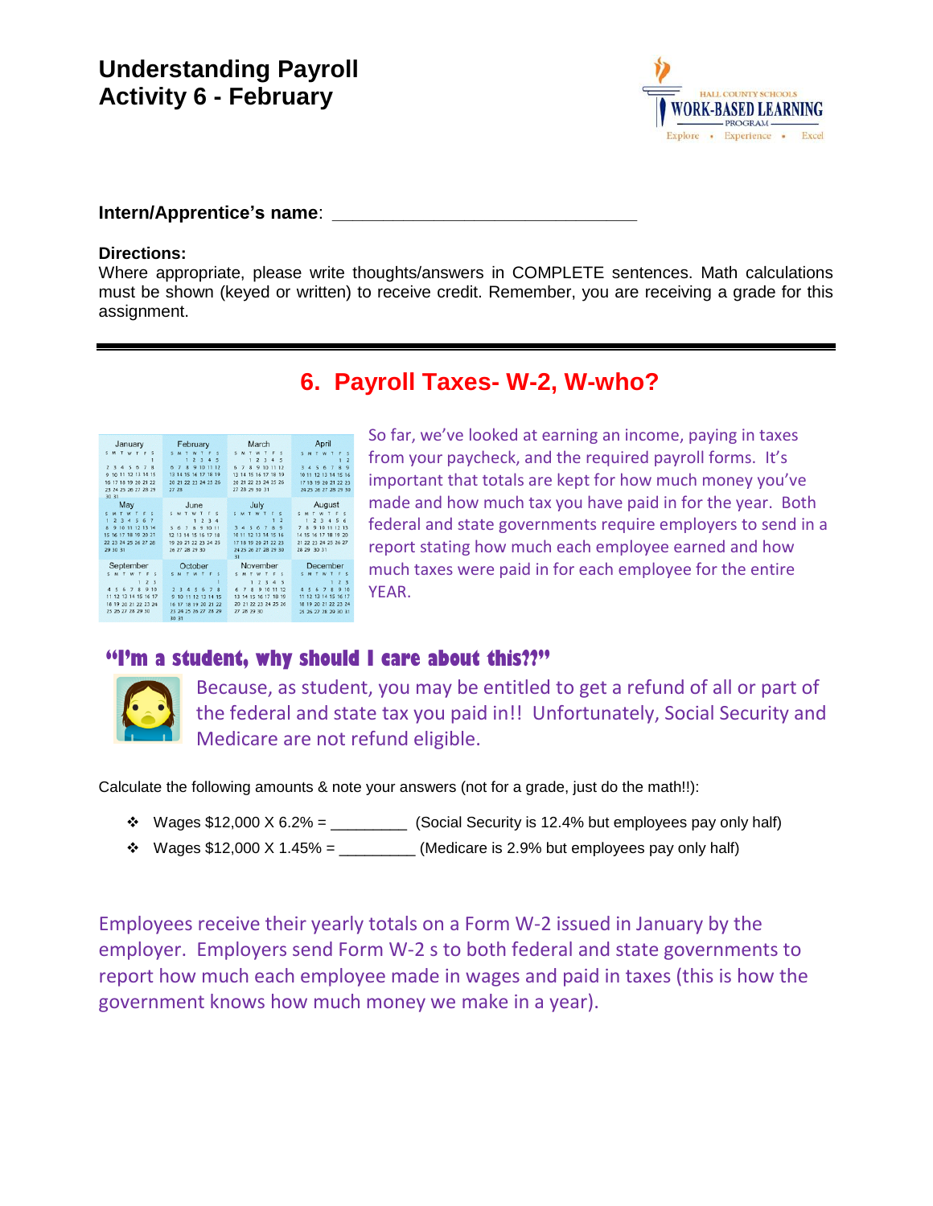# Understanding Payroll
# Activity 6 - February

**Intern/Apprentice's name**: ______________________________

**Directions:**
Where appropriate, please write thoughts/answers in COMPLETE sentences. Math calculations must be shown (keyed or written) to receive credit. Remember, you are receiving a grade for this assignment.

---

## 6. Payroll Taxes- W-2, W-who?

So far, we've looked at earning an income, paying in taxes from your paycheck, and the required payroll forms. It's important that totals are kept for how much money you've made and how much tax you have paid in for the year. Both federal and state governments require employers to send in a report stating how much each employee earned and how much taxes were paid in for each employee for the entire YEAR.

### "I'm a student, why should I care about this??"

Because, as student, you may be entitled to get a refund of all or part of the federal and state tax you paid in!! Unfortunately, Social Security and Medicare are not refund eligible.

Calculate the following amounts & note your answers (not for a grade, just do the math!!):

- Wages $12,000 X 6.2% = _________ (Social Security is 12.4% but employees pay only half)
- Wages $12,000 X 1.45% = _________ (Medicare is 2.9% but employees pay only half)

Employees receive their yearly totals on a Form W-2 issued in January by the employer. Employers send Form W-2 s to both federal and state governments to report how much each employee made in wages and paid in taxes (this is how the government knows how much money we make in a year).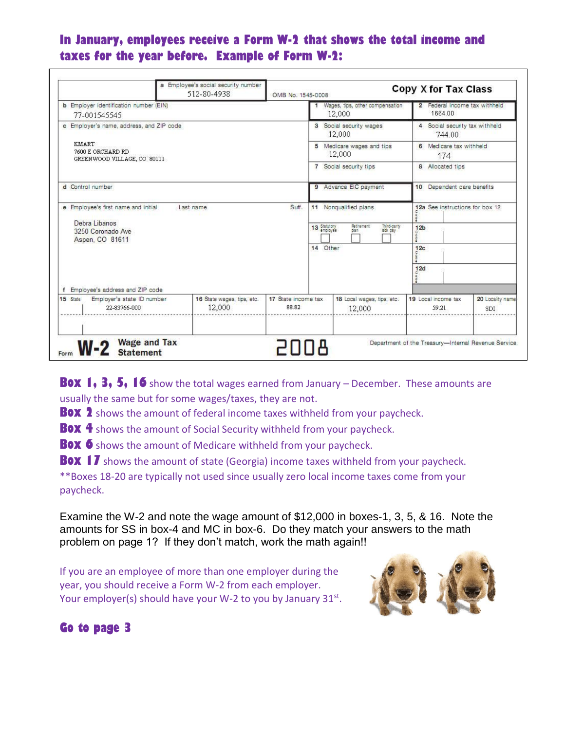## In January, employees receive a Form W-2 that shows the total income and taxes for the year before. Example of Form W-2:

| a Employee's social security number 512-80-4938 | OMB No. 1545-0008 | Copy X for Tax Class | |
|---|---|---|---|
| b Employer identification number (EIN) 77-001545545 | | 1 Wages, tips, other compensation 12,000 | 2 Federal income tax withheld 1664.00 |
| c Employer's name, address, and ZIP code<br>KMART<br>7600 E ORCHARD RD<br>GREENWOOD VILLAGE, CO 80111 | | 3 Social security wages 12,000 | 4 Social security tax withheld 744.00 |
| | | 5 Medicare wages and tips 12,000 | 6 Medicare tax withheld 174 |
| | | 7 Social security tips | 8 Allocated tips |
| d Control number | | 9 Advance EIC payment | 10 Dependent care benefits |
| e Employee's first name and initial / Last name / Suff.<br>Debra Libanos<br>3250 Coronado Ave<br>Aspen, CO 81611 | | 11 Nonqualified plans | 12a See instructions for box 12 |
| | | 13 Statutory employee / Retirement plan / Third-party sick pay | 12b |
| | | 14 Other | 12c |
| f Employee's address and ZIP code | | | 12d |

| 15 State / Employer's state ID number | 16 State wages, tips, etc. | 17 State income tax | 18 Local wages, tips, etc. | 19 Local income tax | 20 Locality name |
|---|---|---|---|---|---|
| 22-83766-000 | 12,000 | 88.82 | 12,000 | 59.21 | SDI |

Form **W-2** Wage and Tax Statement **2008** Department of the Treasury—Internal Revenue Service

**Box 1, 3, 5, 16** show the total wages earned from January – December. These amounts are usually the same but for some wages/taxes, they are not.
**Box 2** shows the amount of federal income taxes withheld from your paycheck.
**Box 4** shows the amount of Social Security withheld from your paycheck.
**Box 6** shows the amount of Medicare withheld from your paycheck.
**Box 17** shows the amount of state (Georgia) income taxes withheld from your paycheck.
**Boxes 18-20 are typically not used since usually zero local income taxes come from your paycheck.

Examine the W-2 and note the wage amount of $12,000 in boxes-1, 3, 5, & 16. Note the amounts for SS in box-4 and MC in box-6. Do they match your answers to the math problem on page 1? If they don't match, work the math again!!

If you are an employee of more than one employer during the year, you should receive a Form W-2 from each employer. Your employer(s) should have your W-2 to you by January 31st.

**Go to page 3**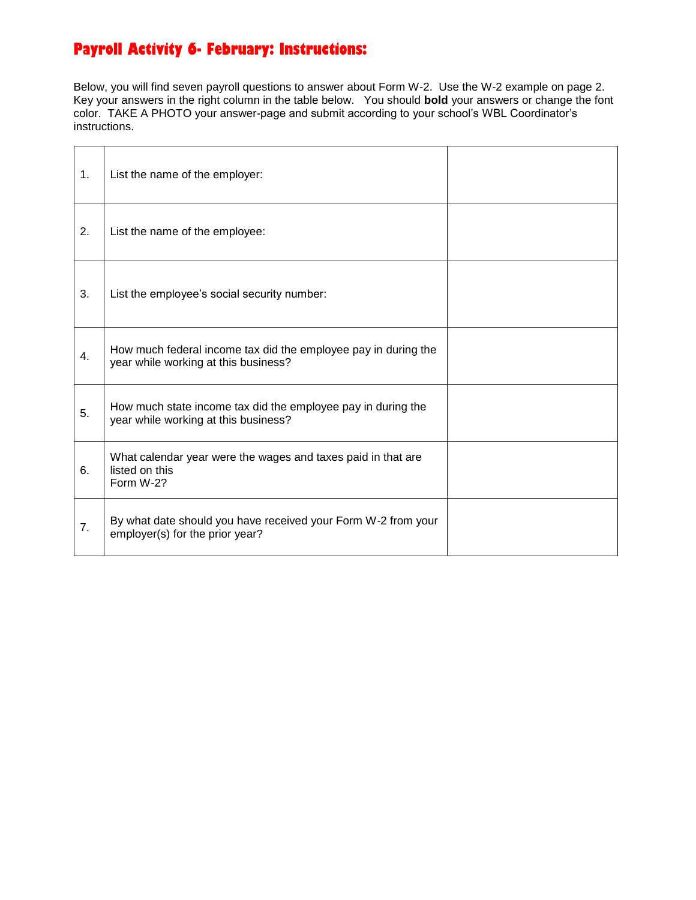# Payroll Activity 6- February: Instructions:

Below, you will find seven payroll questions to answer about Form W-2. Use the W-2 example on page 2. Key your answers in the right column in the table below. You should **bold** your answers or change the font color. TAKE A PHOTO your answer-page and submit according to your school's WBL Coordinator's instructions.

| | | |
|---|---|---|
| 1. | List the name of the employer: | |
| 2. | List the name of the employee: | |
| 3. | List the employee's social security number: | |
| 4. | How much federal income tax did the employee pay in during the year while working at this business? | |
| 5. | How much state income tax did the employee pay in during the year while working at this business? | |
| 6. | What calendar year were the wages and taxes paid in that are listed on this Form W-2? | |
| 7. | By what date should you have received your Form W-2 from your employer(s) for the prior year? | |